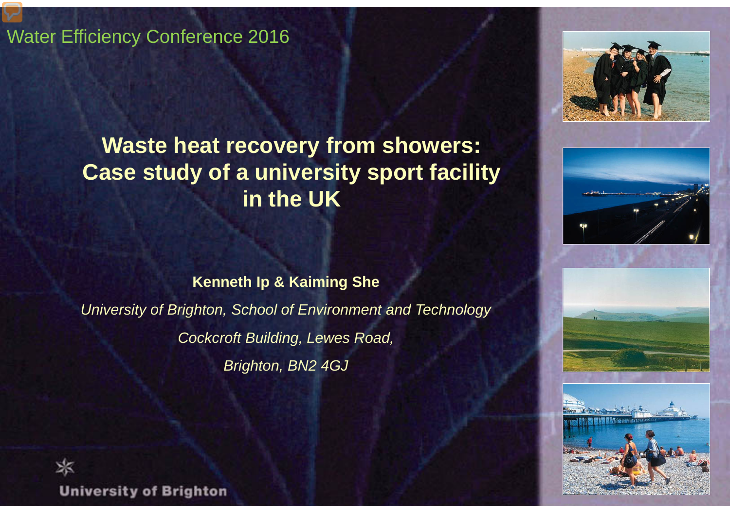Water Efficiency Conference 2016

# Waste heat recovery from showers: Case study of a university sport facility in the UK

**Kenneth Ip & Kaiming She**

*University of Brighton, School of Environment and Technology*

*Cockcroft Building, Lewes Road,*

*Brighton, BN2 4GJ*

University of Brighton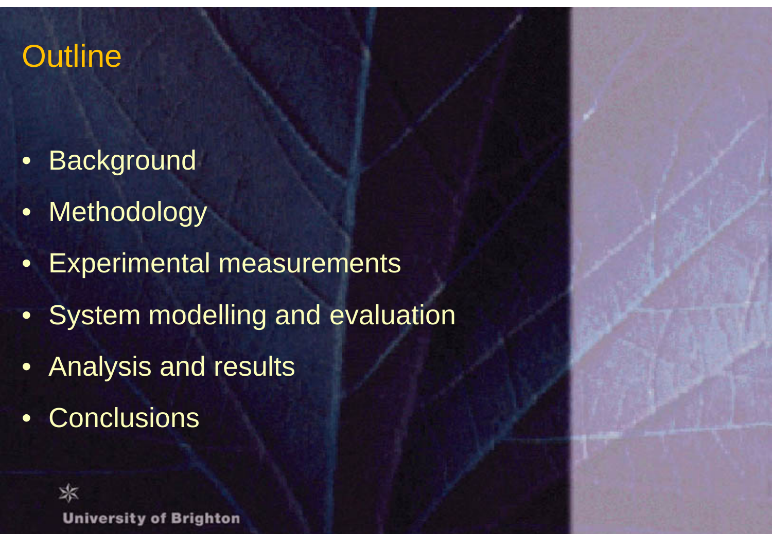# Outline

- Background
- Methodology
- Experimental measurements
- System modelling and evaluation
- Analysis and results
- Conclusions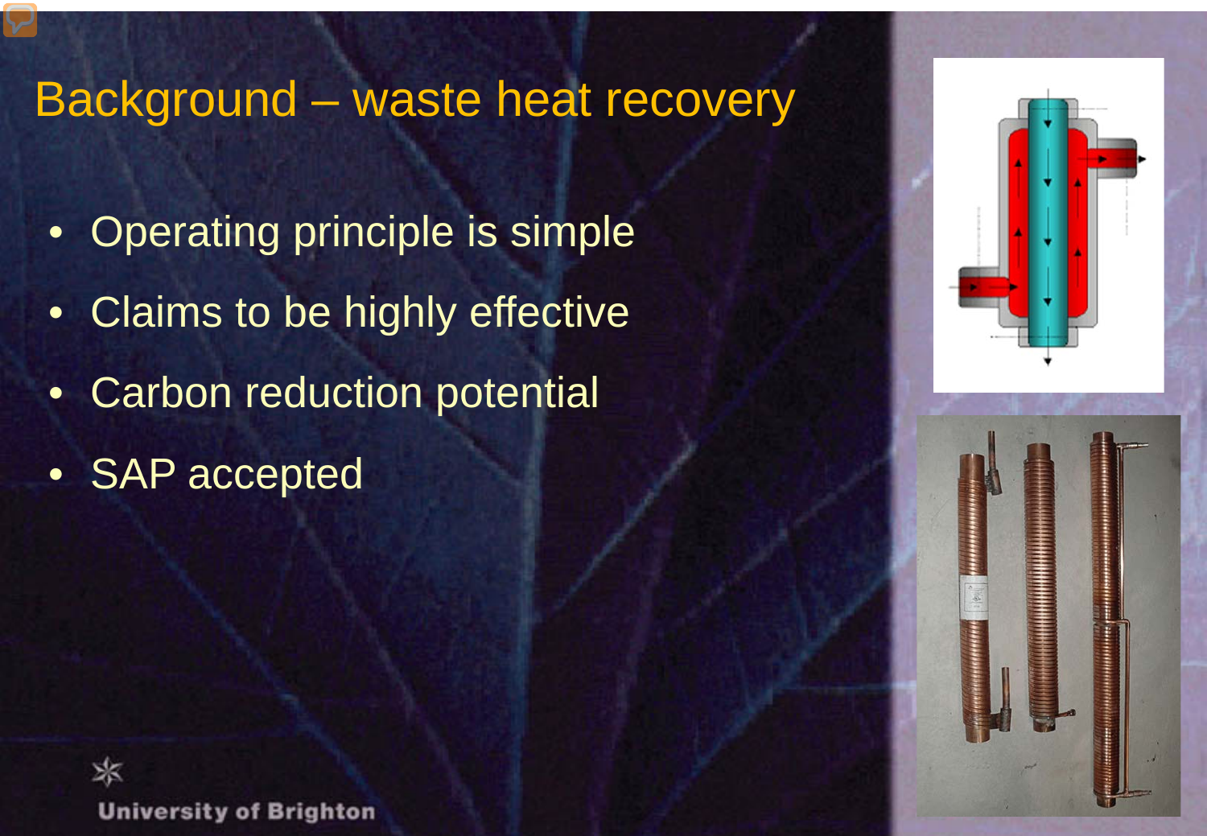# Background – waste heat recovery

- Operating principle is simple
- Claims to be highly effective
- Carbon reduction potential
- SAP accepted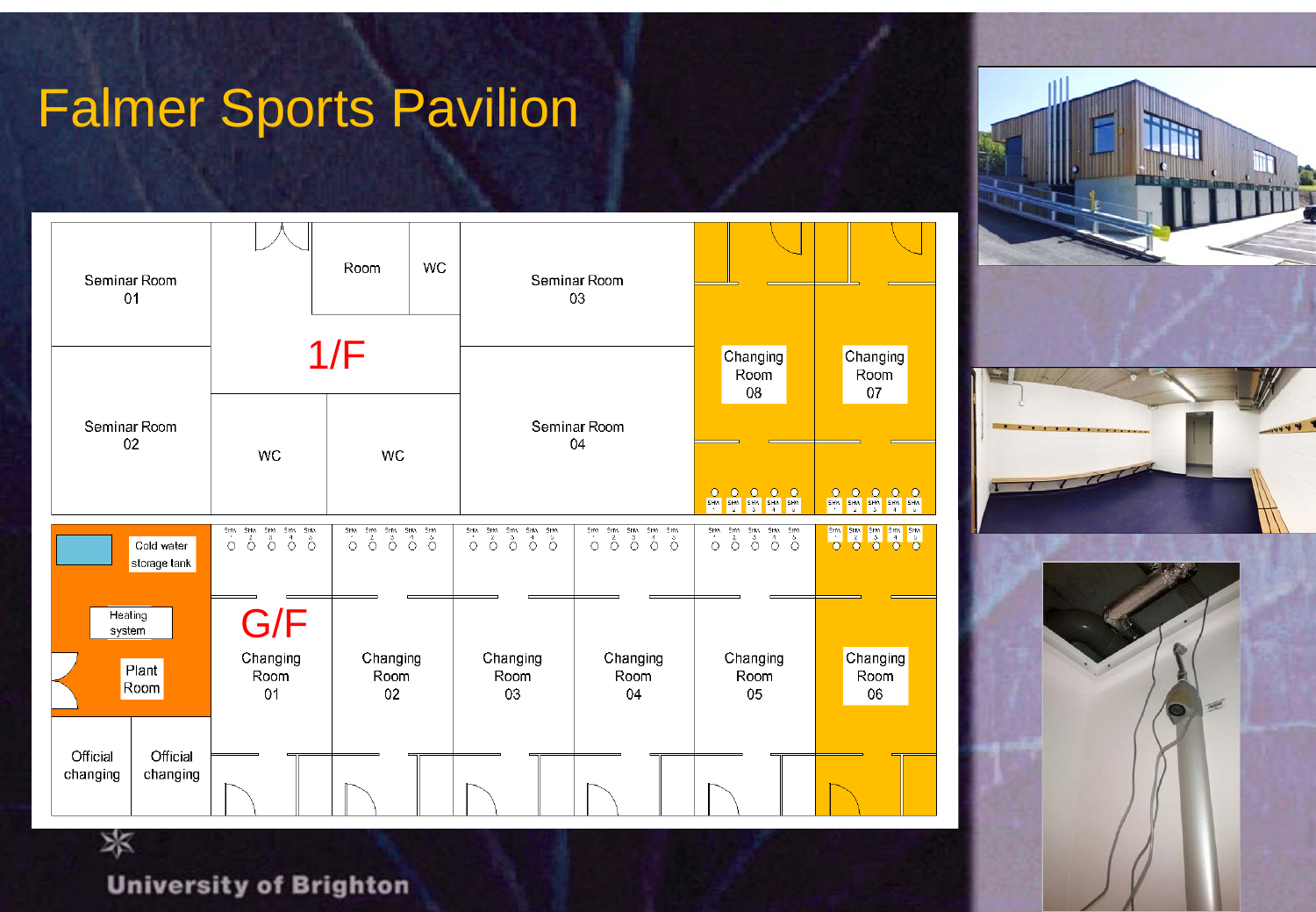# Falmer Sports Pavilion

Seminar Room 01

Room

WC

Seminar Room 03

1/F

Seminar Room 02

WC

WC

Seminar Room 04

Changing Room 08

Changing Room 07

Cold water storage tank

Heating system

Plant Room

G/F

Changing Room 01

Changing Room 02

Changing Room 03

Changing Room 04

Changing Room 05

Changing Room 06

Official changing

Official changing

University of Brighton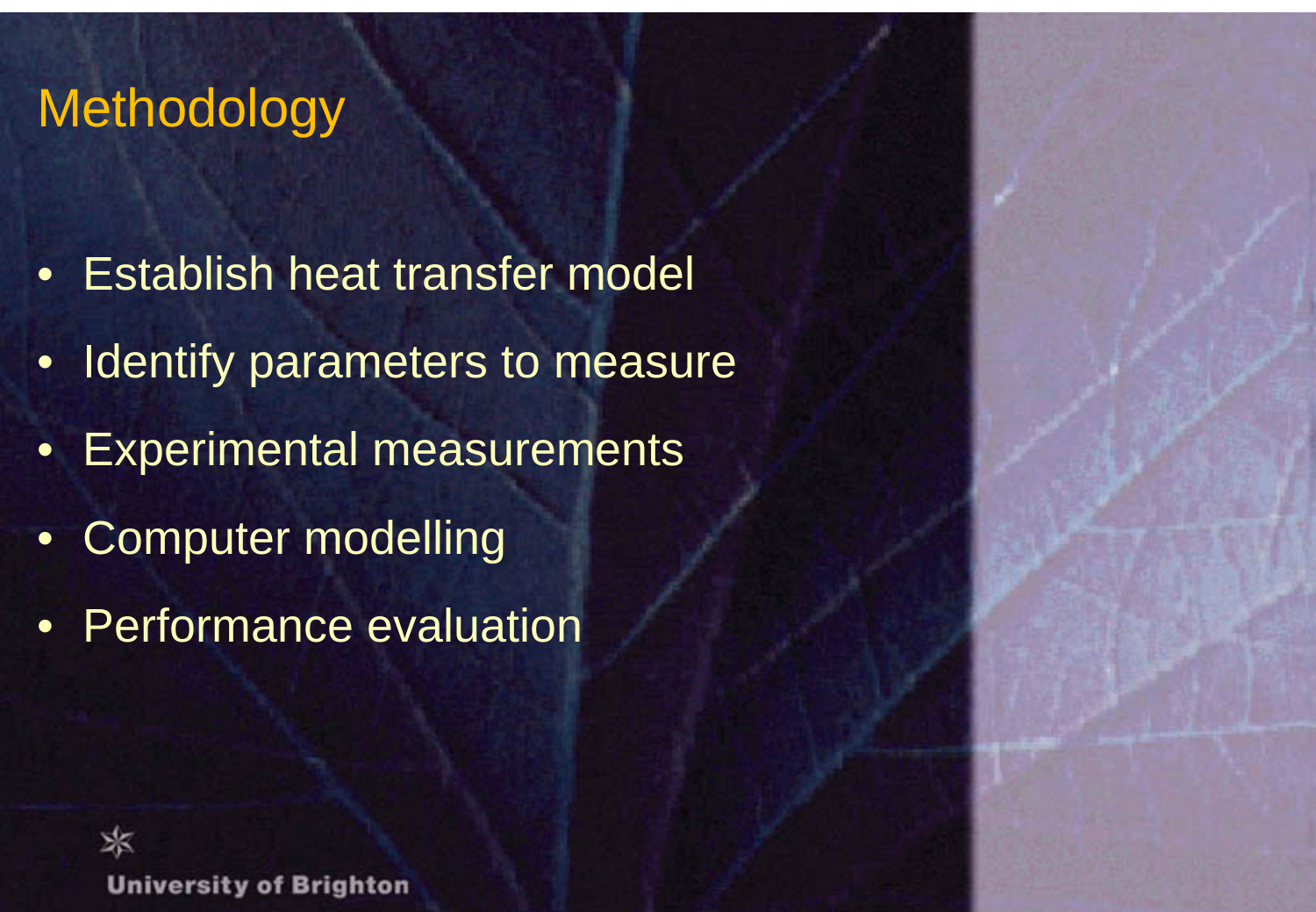# Methodology

- Establish heat transfer model
- Identify parameters to measure
- Experimental measurements
- Computer modelling
- Performance evaluation

University of Brighton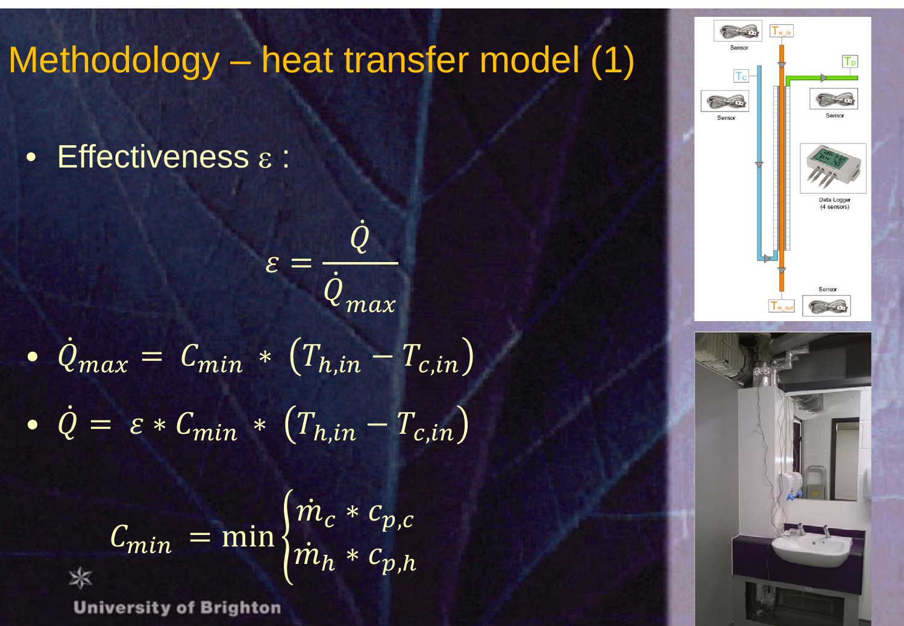# Methodology – heat transfer model (1)

- Effectiveness $\varepsilon$ :

$$\varepsilon = \frac{\dot{Q}}{\dot{Q}_{max}}$$

- $\dot{Q}_{max} = C_{min} * \left(T_{h,in} - T_{c,in}\right)$
- $\dot{Q} = \varepsilon * C_{min} * \left(T_{h,in} - T_{c,in}\right)$

$$C_{min} = \min\begin{cases} \dot{m}_c * c_{p,c} \\ \dot{m}_h * c_{p,h} \end{cases}$$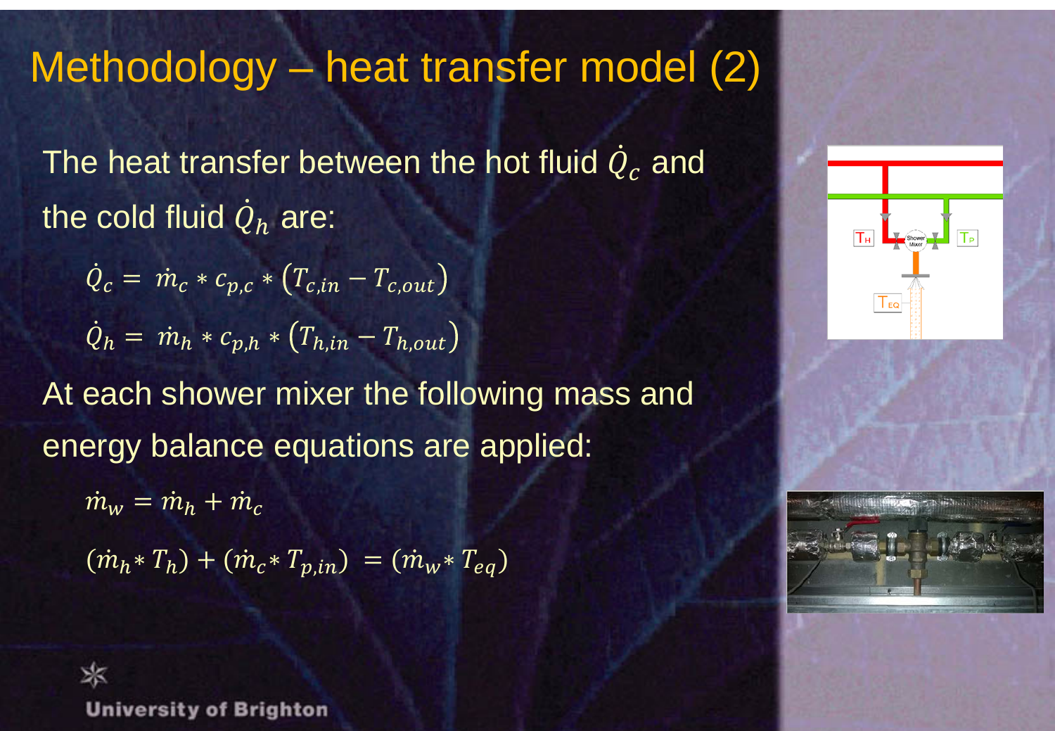# Methodology – heat transfer model (2)

The heat transfer between the hot fluid $\dot{Q}_c$ and the cold fluid $\dot{Q}_h$ are:

$$\dot{Q}_c = \dot{m}_c * c_{p,c} * (T_{c,in} - T_{c,out})$$

$$\dot{Q}_h = \dot{m}_h * c_{p,h} * (T_{h,in} - T_{h,out})$$

At each shower mixer the following mass and energy balance equations are applied:

$$\dot{m}_w = \dot{m}_h + \dot{m}_c$$

$$(\dot{m}_h * T_h) + (\dot{m}_c * T_{p,in}) = (\dot{m}_w * T_{eq})$$

University of Brighton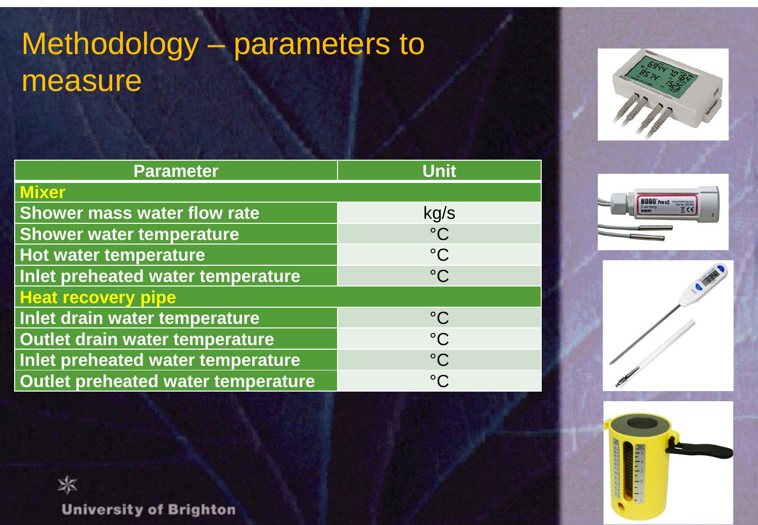# Methodology – parameters to measure

| Parameter | Unit |
|---|---|
| **Mixer** | |
| Shower mass water flow rate | kg/s |
| Shower water temperature | °C |
| Hot water temperature | °C |
| Inlet preheated water temperature | °C |
| **Heat recovery pipe** | |
| Inlet drain water temperature | °C |
| Outlet drain water temperature | °C |
| Inlet preheated water temperature | °C |
| Outlet preheated water temperature | °C |

University of Brighton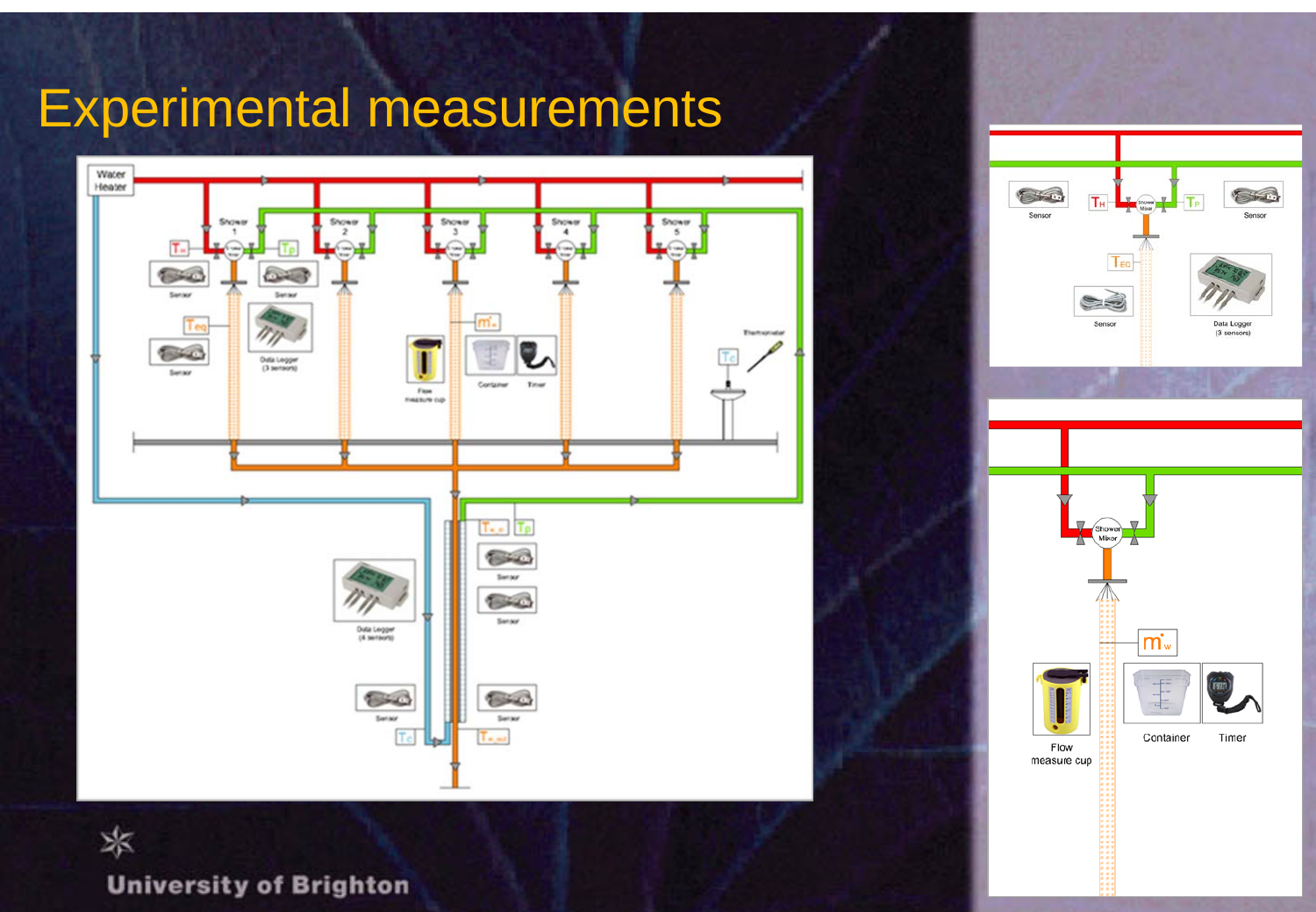# Experimental measurements

Water Heater

Shower 1

Shower 2

Shower 3

Shower 4

Shower 5

$T_H$

$T_P$

Sensor

Sensor

$T_{EQ}$

Sensor

Data Logger (3 sensors)

$\dot{m}_w$

Flow measure cup

Container

Timer

Thermometer

$T_C$

$T_{w,in}$

$T_P$

Sensor

Sensor

Data Logger (4 sensors)

Sensor

Sensor

$T_C$

$T_{w,out}$

Sensor

$T_H$

Shower Mixer

$T_P$

Sensor

$T_{EQ}$

Sensor

Data Logger (3 sensors)

Shower Mixer

$\dot{m}_w$

Flow measure cup

Container

Timer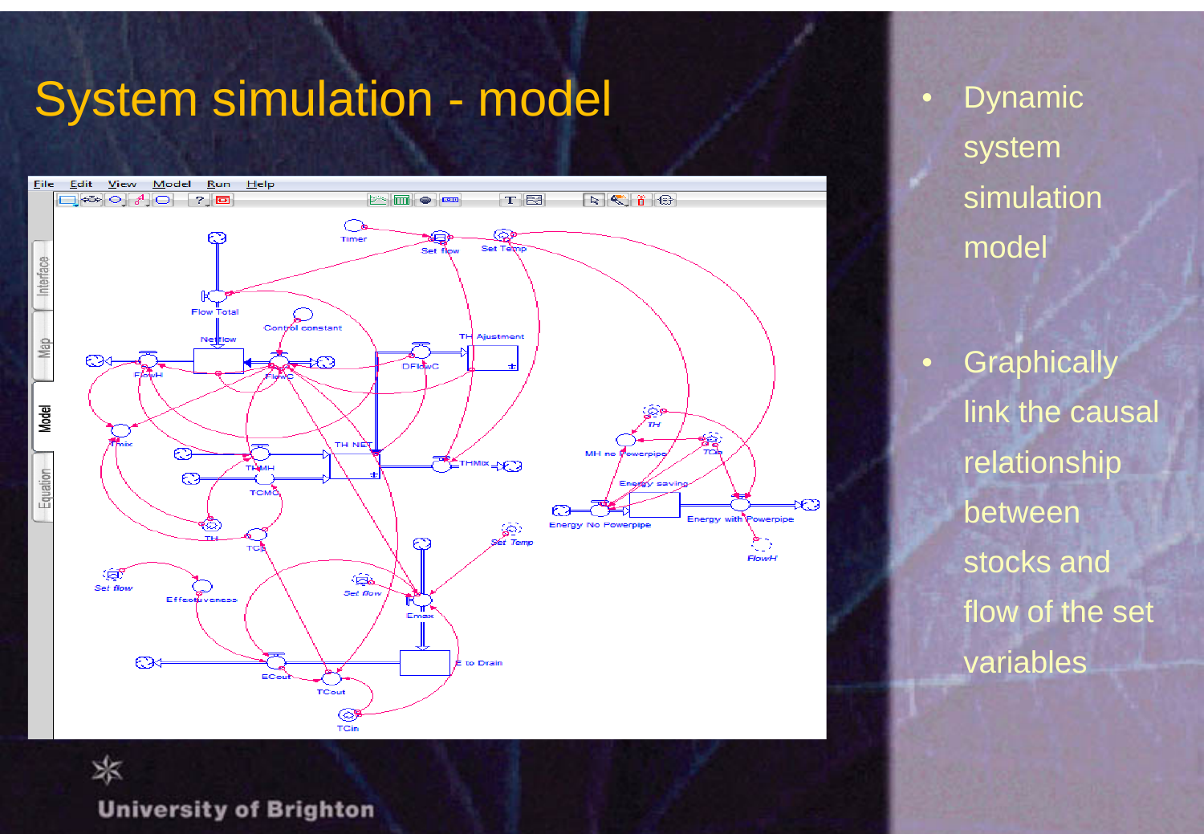# System simulation - model

File Edit View Model Run Help

Interface
Map
Model
Equation

Timer
Set flow
Set Temp
Flow Total
Control constant
Netflow
TH Ajustment
FlowH
FlowC
DFlowC
Tmix
TH NET
THMH
THMix
TCMC
TH
TC
MH no Powerpipe
TCo
Energy saving
Energy No Powerpipe
Energy with Powerpipe
FlowH'
Set Temp
Set flow
Effectiveness
Set flow
Emax
E to Drain
ECout
TCout
TCin

- Dynamic system simulation model
- Graphically link the causal relationship between stocks and flow of the set variables

University of Brighton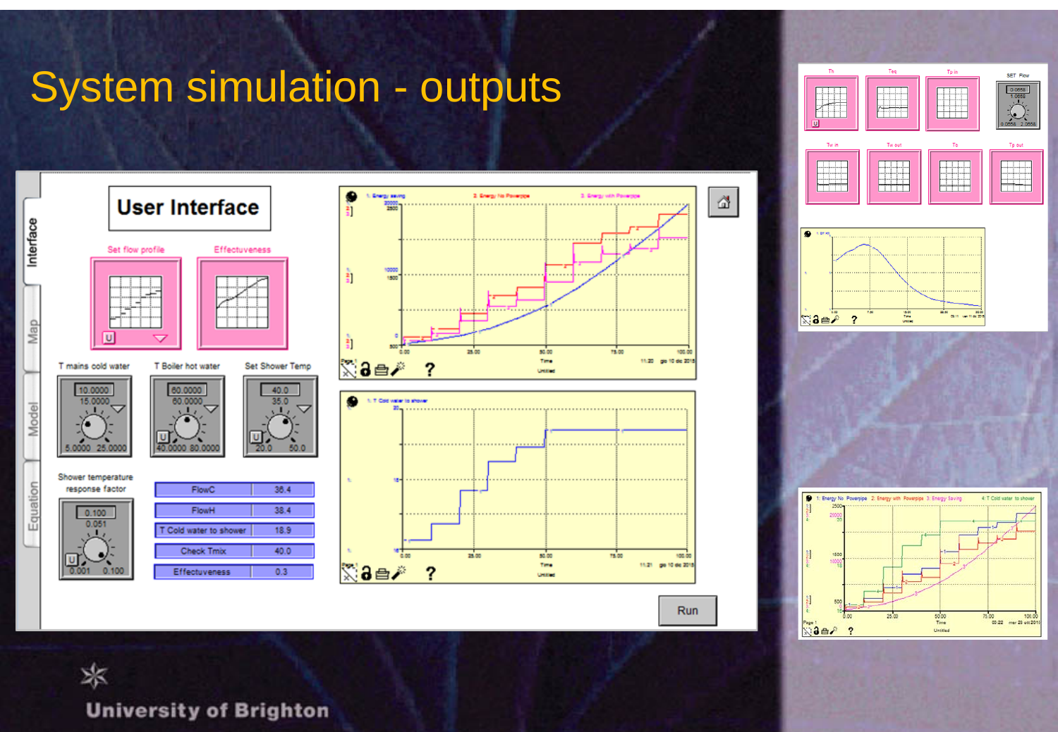# System simulation - outputs

User Interface

Set flow profile

Effectuveness

T mains cold water

T Boiler hot water

Set Shower Temp

Shower temperature response factor

| | |
|---|---|
| FlowC | 36.4 |
| FlowH | 38.4 |
| T Cold water to shower | 18.9 |
| Check Tmix | 40.0 |
| Effectuveness | 0.3 |

Run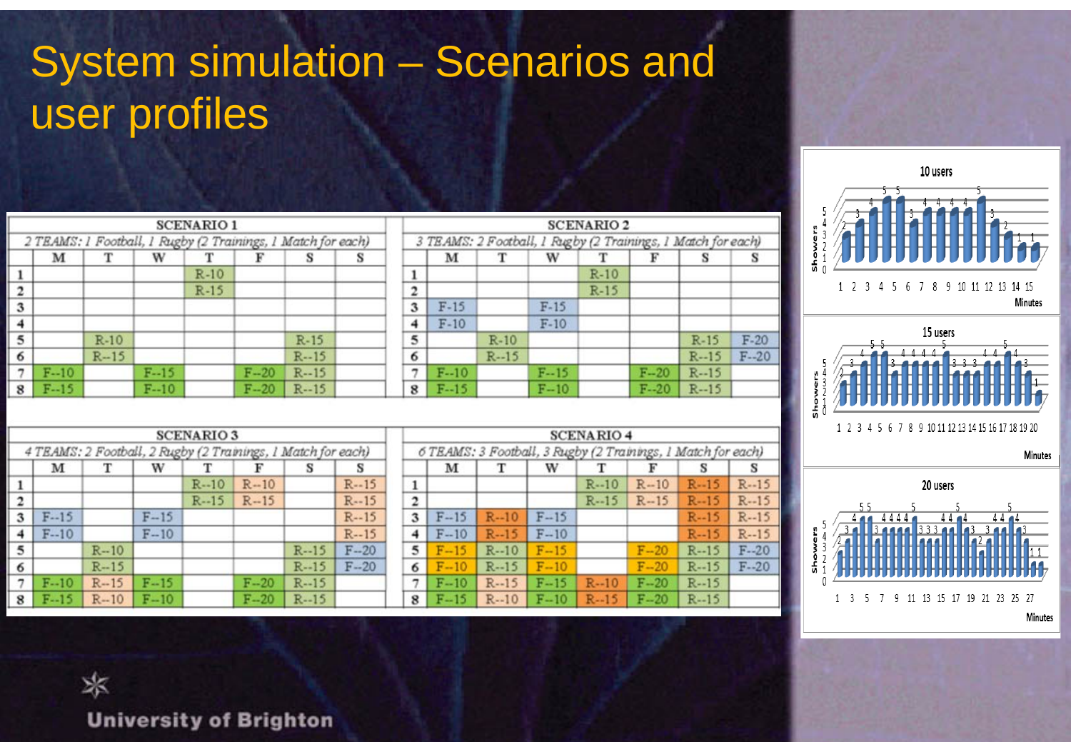# System simulation – Scenarios and user profiles

| SCENARIO 1 | | | | | | | |
|---|---|---|---|---|---|---|---|
| *2 TEAMS: 1 Football, 1 Rugby (2 Trainings, 1 Match for each)* | | | | | | | |
| | M | T | W | T | F | S | S |
| 1 | | | | R-10 | | | |
| 2 | | | | R-15 | | | |
| 3 | | | | | | | |
| 4 | | | | | | | |
| 5 | | R-10 | | | | R-15 | |
| 6 | | R--15 | | | | R--15 | |
| 7 | F--10 | | F--15 | | F--20 | R--15 | |
| 8 | F--15 | | F--10 | | F--20 | R--15 | |

| SCENARIO 2 | | | | | | | |
|---|---|---|---|---|---|---|---|
| *3 TEAMS: 2 Football, 1 Rugby (2 Trainings, 1 Match for each)* | | | | | | | |
| | M | T | W | T | F | S | S |
| 1 | | | | R-10 | | | |
| 2 | | | | R-15 | | | |
| 3 | F-15 | | F-15 | | | | |
| 4 | F-10 | | F-10 | | | | |
| 5 | | R-10 | | | | R-15 | F-20 |
| 6 | | R--15 | | | | R--15 | F--20 |
| 7 | F--10 | | F--15 | | F--20 | R--15 | |
| 8 | F--15 | | F--10 | | F--20 | R--15 | |

| SCENARIO 3 | | | | | | | |
|---|---|---|---|---|---|---|---|
| *4 TEAMS: 2 Football, 2 Rugby (2 Trainings, 1 Match for each)* | | | | | | | |
| | M | T | W | T | F | S | S |
| 1 | | | | R--10 | R--10 | | R--15 |
| 2 | | | | R--15 | R--15 | | R--15 |
| 3 | F--15 | | F--15 | | | | R--15 |
| 4 | F--10 | | F--10 | | | | R--15 |
| 5 | | R--10 | | | | R--15 | F--20 |
| 6 | | R--15 | | | | R--15 | F--20 |
| 7 | F--10 | R--15 | F--15 | | F--20 | R--15 | |
| 8 | F--15 | R--10 | F--10 | | F--20 | R--15 | |

| SCENARIO 4 | | | | | | | |
|---|---|---|---|---|---|---|---|
| *6 TEAMS: 3 Football, 3 Rugby (2 Trainings, 1 Match for each)* | | | | | | | |
| | M | T | W | T | F | S | S |
| 1 | | | | R--10 | R--10 | R--15 | R--15 |
| 2 | | | | R--15 | R--15 | R--15 | R--15 |
| 3 | F--15 | R--10 | F--15 | | | R--15 | R--15 |
| 4 | F--10 | R--15 | F--10 | | | R--15 | R--15 |
| 5 | F--15 | R--10 | F--15 | | F--20 | R--15 | F--20 |
| 6 | F--10 | R--15 | F--10 | | F--20 | R--15 | F--20 |
| 7 | F--10 | R--15 | F--15 | R--10 | F--20 | R--15 | |
| 8 | F--15 | R--10 | F--10 | R--15 | F--20 | R--15 | |

10 users
Showers
Minutes

15 users
Showers
Minutes

20 users
Showers
Minutes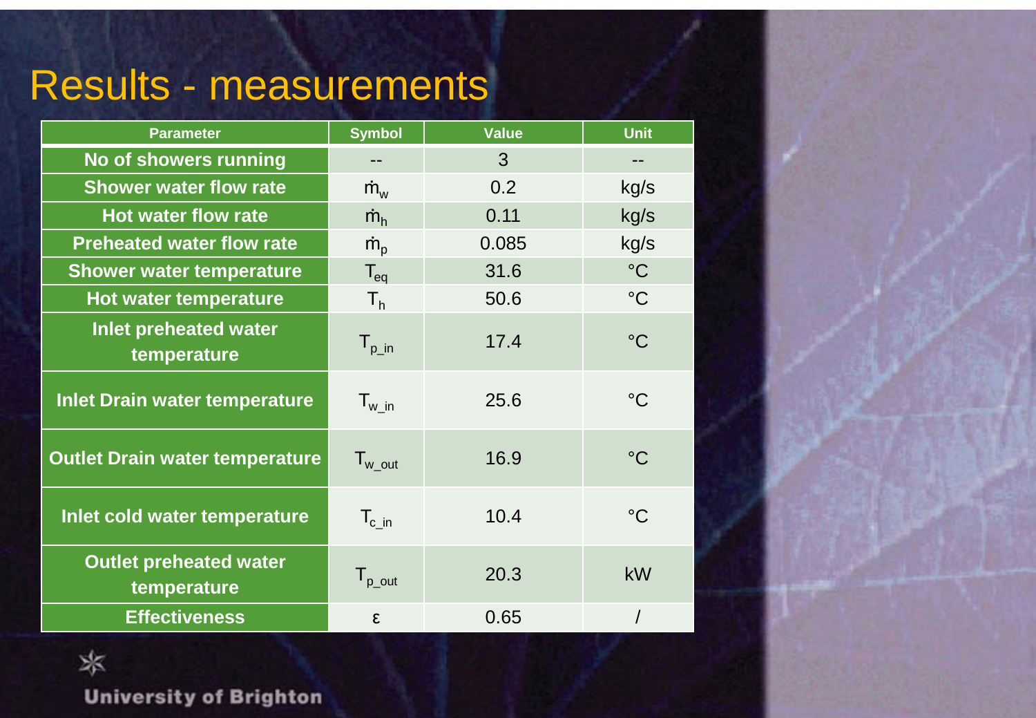# Results - measurements

| Parameter | Symbol | Value | Unit |
|---|---|---|---|
| No of showers running | -- | 3 | -- |
| Shower water flow rate | $\dot{m}_w$ | 0.2 | kg/s |
| Hot water flow rate | $\dot{m}_h$ | 0.11 | kg/s |
| Preheated water flow rate | $\dot{m}_p$ | 0.085 | kg/s |
| Shower water temperature | $T_{eq}$ | 31.6 | °C |
| Hot water temperature | $T_h$ | 50.6 | °C |
| Inlet preheated water temperature | $T_{p\_in}$ | 17.4 | °C |
| Inlet Drain water temperature | $T_{w\_in}$ | 25.6 | °C |
| Outlet Drain water temperature | $T_{w\_out}$ | 16.9 | °C |
| Inlet cold water temperature | $T_{c\_in}$ | 10.4 | °C |
| Outlet preheated water temperature | $T_{p\_out}$ | 20.3 | kW |
| Effectiveness | $\varepsilon$ | 0.65 | / |

University of Brighton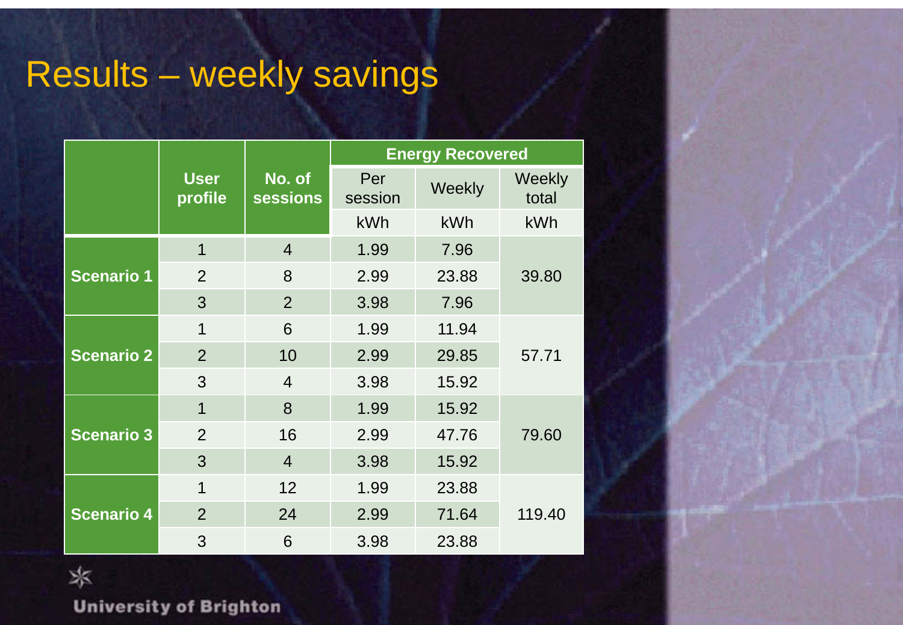# Results – weekly savings

| | User profile | No. of sessions | Energy Recovered | | |
|---|---|---|---|---|---|
| | | | Per session | Weekly | Weekly total |
| | | | kWh | kWh | kWh |
| **Scenario 1** | 1 | 4 | 1.99 | 7.96 | 39.80 |
| | 2 | 8 | 2.99 | 23.88 | |
| | 3 | 2 | 3.98 | 7.96 | |
| **Scenario 2** | 1 | 6 | 1.99 | 11.94 | 57.71 |
| | 2 | 10 | 2.99 | 29.85 | |
| | 3 | 4 | 3.98 | 15.92 | |
| **Scenario 3** | 1 | 8 | 1.99 | 15.92 | 79.60 |
| | 2 | 16 | 2.99 | 47.76 | |
| | 3 | 4 | 3.98 | 15.92 | |
| **Scenario 4** | 1 | 12 | 1.99 | 23.88 | 119.40 |
| | 2 | 24 | 2.99 | 71.64 | |
| | 3 | 6 | 3.98 | 23.88 | |

University of Brighton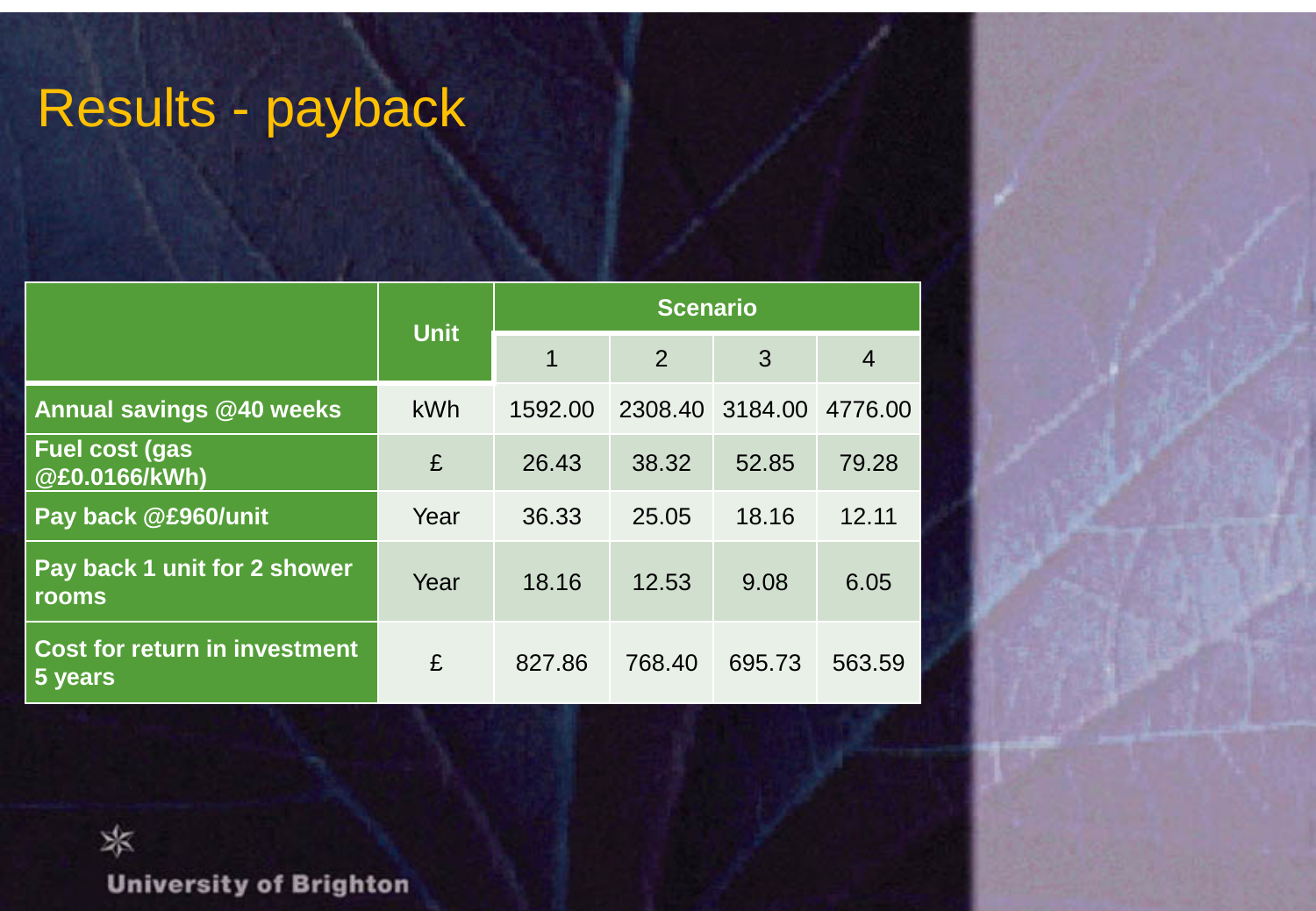# Results - payback

| | Unit | Scenario | | | |
|---|---|---|---|---|---|
| | | 1 | 2 | 3 | 4 |
| **Annual savings @40 weeks** | kWh | 1592.00 | 2308.40 | 3184.00 | 4776.00 |
| **Fuel cost (gas @£0.0166/kWh)** | £ | 26.43 | 38.32 | 52.85 | 79.28 |
| **Pay back @£960/unit** | Year | 36.33 | 25.05 | 18.16 | 12.11 |
| **Pay back 1 unit for 2 shower rooms** | Year | 18.16 | 12.53 | 9.08 | 6.05 |
| **Cost for return in investment 5 years** | £ | 827.86 | 768.40 | 695.73 | 563.59 |

University of Brighton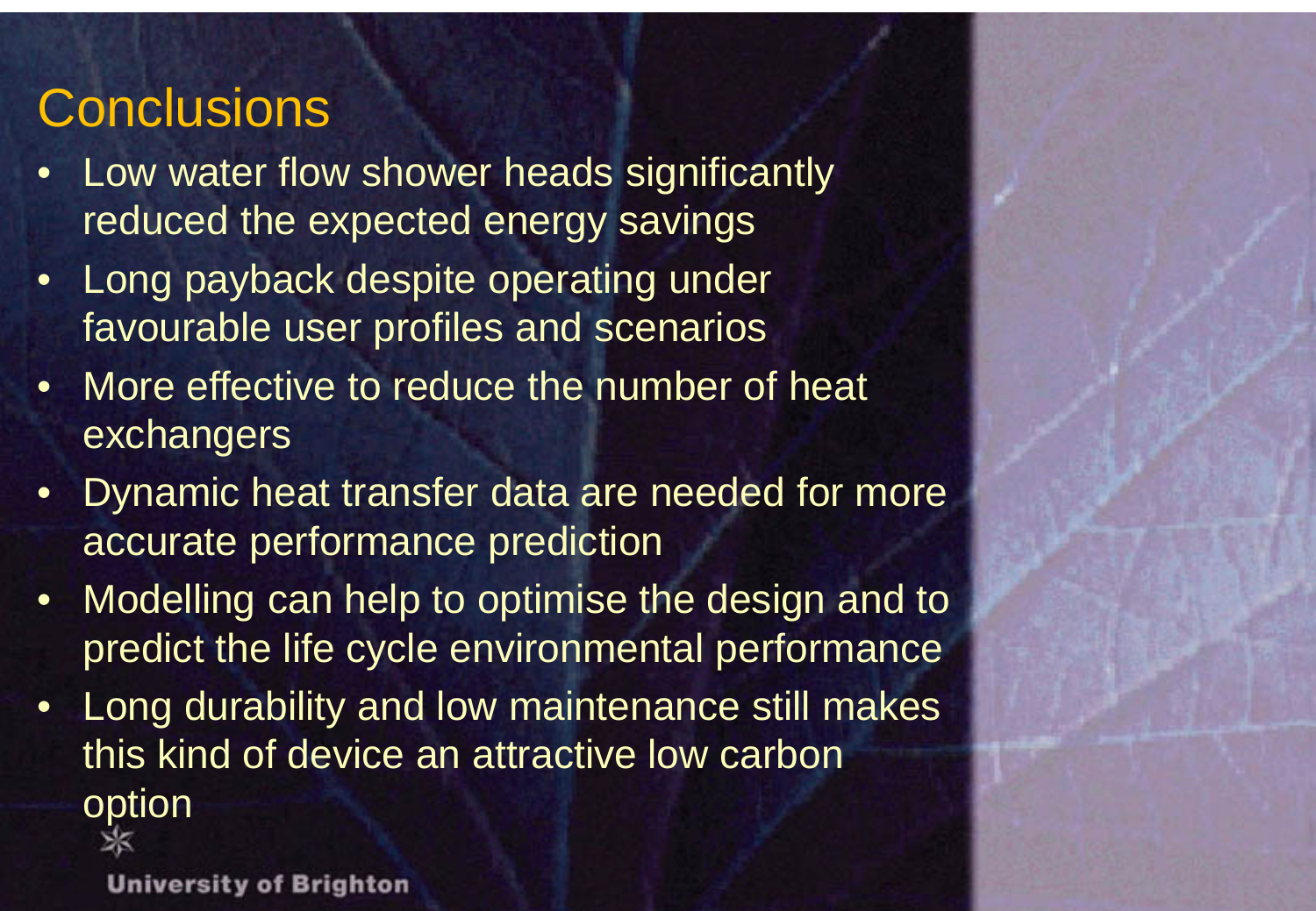# Conclusions

- Low water flow shower heads significantly reduced the expected energy savings
- Long payback despite operating under favourable user profiles and scenarios
- More effective to reduce the number of heat exchangers
- Dynamic heat transfer data are needed for more accurate performance prediction
- Modelling can help to optimise the design and to predict the life cycle environmental performance
- Long durability and low maintenance still makes this kind of device an attractive low carbon option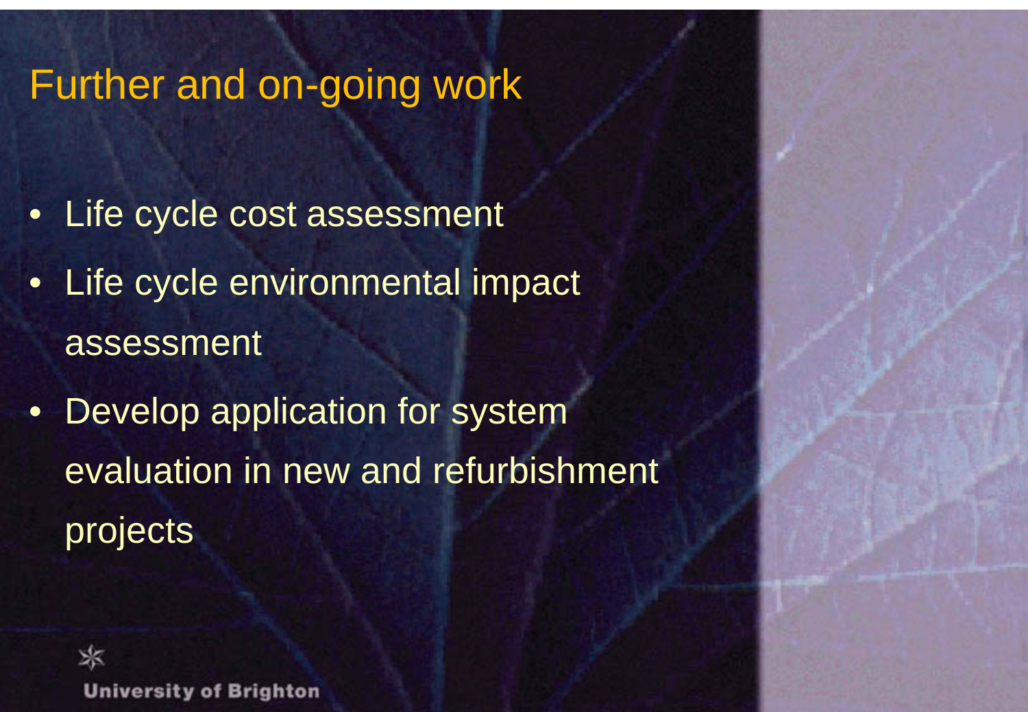# Further and on-going work

- Life cycle cost assessment
- Life cycle environmental impact assessment
- Develop application for system evaluation in new and refurbishment projects

University of Brighton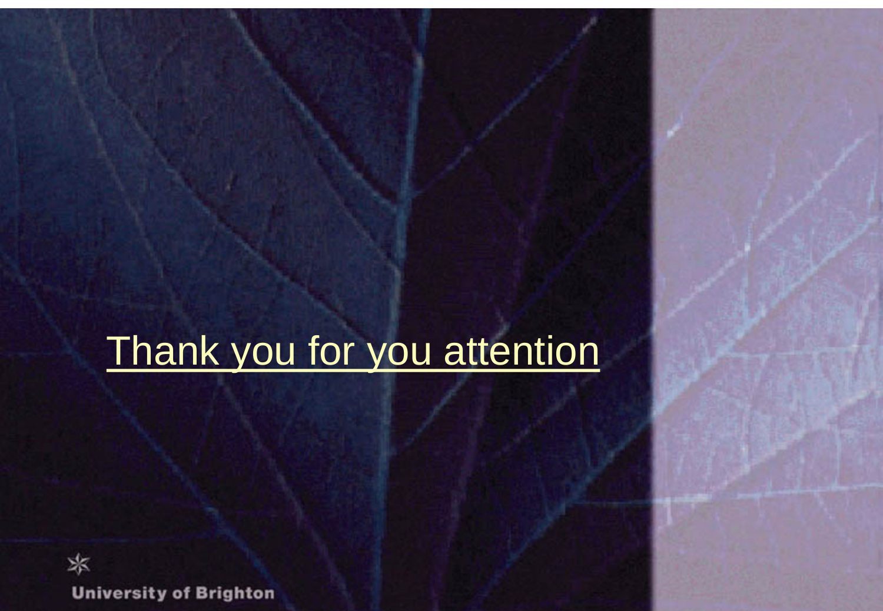Thank you for you attention

University of Brighton